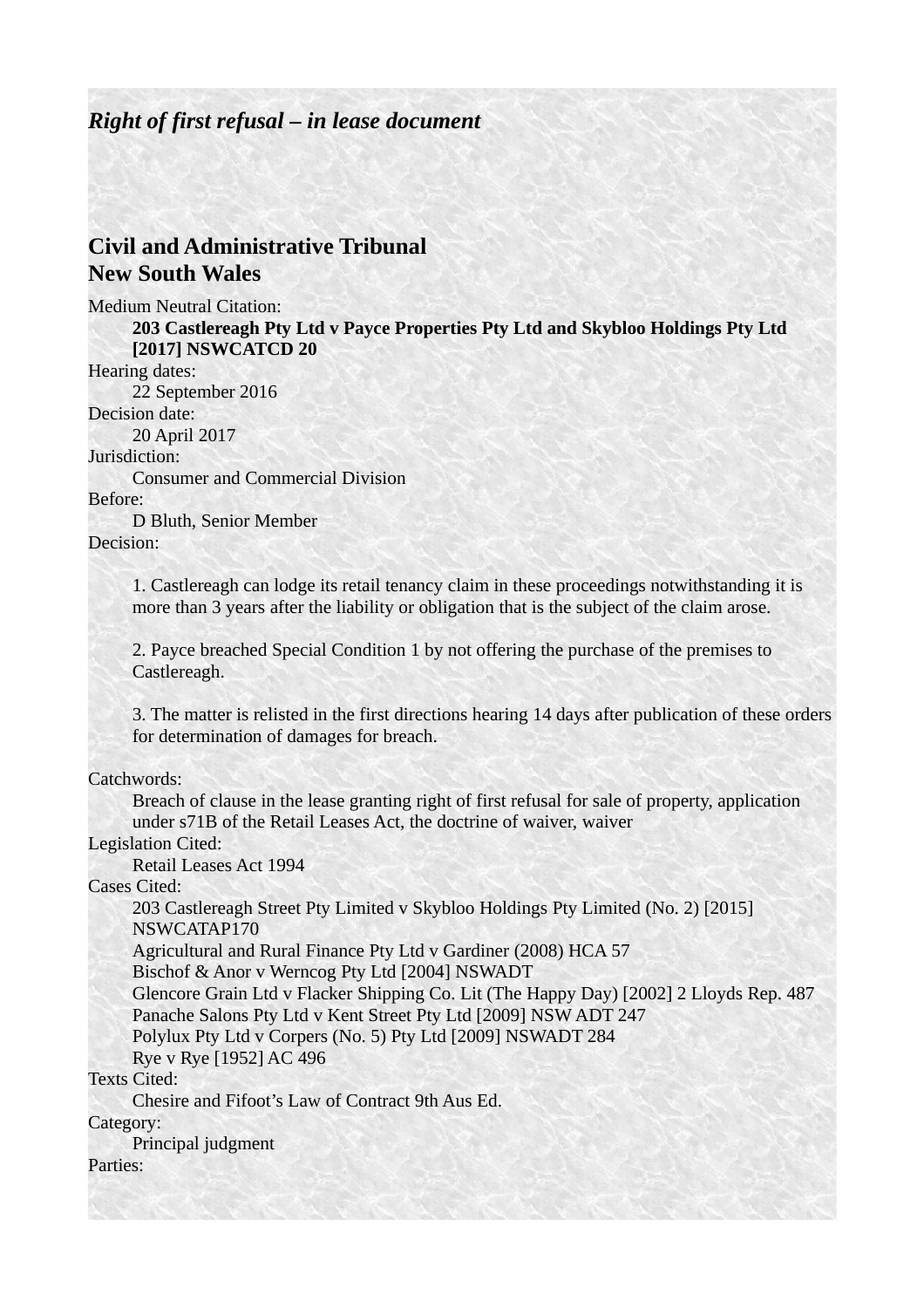*Right of first refusal – in lease document*

## Civil and Administrative Tribunal
## New South Wales

Medium Neutral Citation:

**203 Castlereagh Pty Ltd v Payce Properties Pty Ltd and Skybloo Holdings Pty Ltd [2017] NSWCATCD 20**

Hearing dates:

22 September 2016

Decision date:

20 April 2017

Jurisdiction:

Consumer and Commercial Division

Before:

D Bluth, Senior Member

Decision:

1. Castlereagh can lodge its retail tenancy claim in these proceedings notwithstanding it is more than 3 years after the liability or obligation that is the subject of the claim arose.

2. Payce breached Special Condition 1 by not offering the purchase of the premises to Castlereagh.

3. The matter is relisted in the first directions hearing 14 days after publication of these orders for determination of damages for breach.

Catchwords:

Breach of clause in the lease granting right of first refusal for sale of property, application under s71B of the Retail Leases Act, the doctrine of waiver, waiver

Legislation Cited:

Retail Leases Act 1994

Cases Cited:

203 Castlereagh Street Pty Limited v Skybloo Holdings Pty Limited (No. 2) [2015] NSWCATAP170
Agricultural and Rural Finance Pty Ltd v Gardiner (2008) HCA 57
Bischof & Anor v Werncog Pty Ltd [2004] NSWADT
Glencore Grain Ltd v Flacker Shipping Co. Lit (The Happy Day) [2002] 2 Lloyds Rep. 487
Panache Salons Pty Ltd v Kent Street Pty Ltd [2009] NSW ADT 247
Polylux Pty Ltd v Corpers (No. 5) Pty Ltd [2009] NSWADT 284
Rye v Rye [1952] AC 496

Texts Cited:

Chesire and Fifoot's Law of Contract 9th Aus Ed.

Category:

Principal judgment

Parties: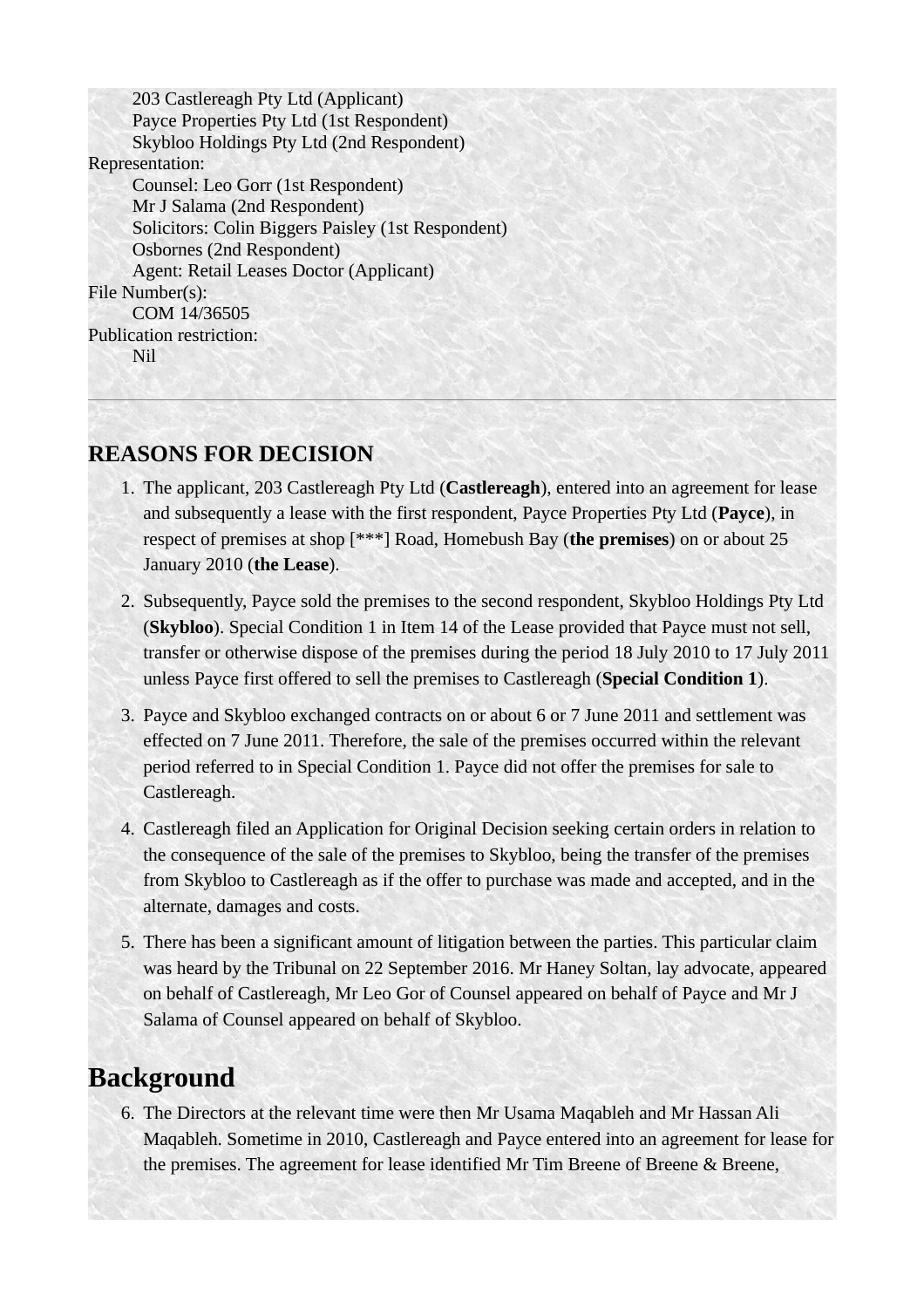203 Castlereagh Pty Ltd (Applicant)
Payce Properties Pty Ltd (1st Respondent)
Skybloo Holdings Pty Ltd (2nd Respondent)

Representation:
Counsel: Leo Gorr (1st Respondent)
Mr J Salama (2nd Respondent)
Solicitors: Colin Biggers Paisley (1st Respondent)
Osbornes (2nd Respondent)
Agent: Retail Leases Doctor (Applicant)

File Number(s):
COM 14/36505

Publication restriction:
Nil

---

## REASONS FOR DECISION

1. The applicant, 203 Castlereagh Pty Ltd (**Castlereagh**), entered into an agreement for lease and subsequently a lease with the first respondent, Payce Properties Pty Ltd (**Payce**), in respect of premises at shop [***] Road, Homebush Bay (**the premises**) on or about 25 January 2010 (**the Lease**).

2. Subsequently, Payce sold the premises to the second respondent, Skybloo Holdings Pty Ltd (**Skybloo**). Special Condition 1 in Item 14 of the Lease provided that Payce must not sell, transfer or otherwise dispose of the premises during the period 18 July 2010 to 17 July 2011 unless Payce first offered to sell the premises to Castlereagh (**Special Condition 1**).

3. Payce and Skybloo exchanged contracts on or about 6 or 7 June 2011 and settlement was effected on 7 June 2011. Therefore, the sale of the premises occurred within the relevant period referred to in Special Condition 1. Payce did not offer the premises for sale to Castlereagh.

4. Castlereagh filed an Application for Original Decision seeking certain orders in relation to the consequence of the sale of the premises to Skybloo, being the transfer of the premises from Skybloo to Castlereagh as if the offer to purchase was made and accepted, and in the alternate, damages and costs.

5. There has been a significant amount of litigation between the parties. This particular claim was heard by the Tribunal on 22 September 2016. Mr Haney Soltan, lay advocate, appeared on behalf of Castlereagh, Mr Leo Gor of Counsel appeared on behalf of Payce and Mr J Salama of Counsel appeared on behalf of Skybloo.

# Background

6. The Directors at the relevant time were then Mr Usama Maqableh and Mr Hassan Ali Maqableh. Sometime in 2010, Castlereagh and Payce entered into an agreement for lease for the premises. The agreement for lease identified Mr Tim Breene of Breene & Breene,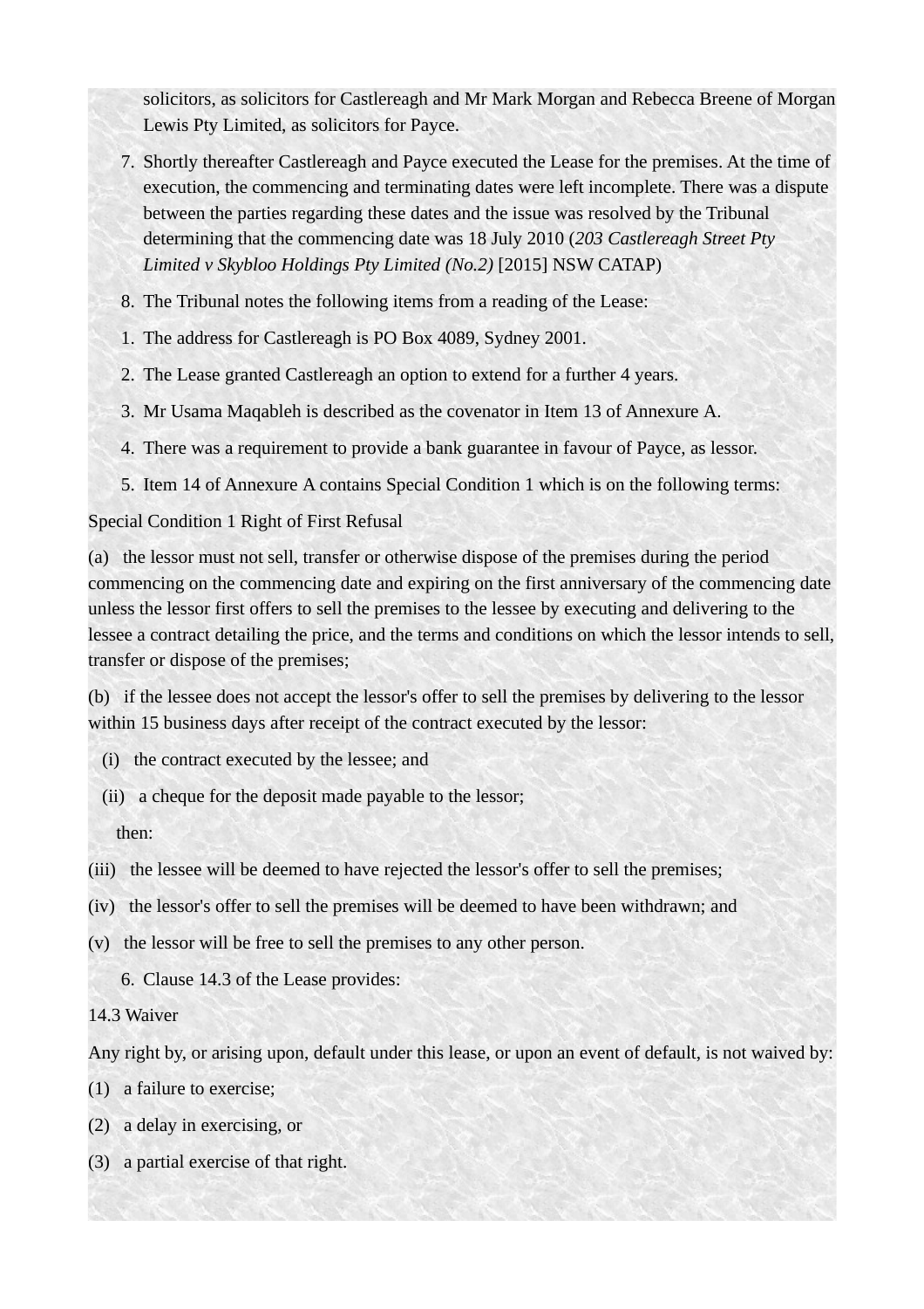solicitors, as solicitors for Castlereagh and Mr Mark Morgan and Rebecca Breene of Morgan Lewis Pty Limited, as solicitors for Payce.

7. Shortly thereafter Castlereagh and Payce executed the Lease for the premises. At the time of execution, the commencing and terminating dates were left incomplete. There was a dispute between the parties regarding these dates and the issue was resolved by the Tribunal determining that the commencing date was 18 July 2010 (*203 Castlereagh Street Pty Limited v Skybloo Holdings Pty Limited (No.2)* [2015] NSW CATAP)

8. The Tribunal notes the following items from a reading of the Lease:

1. The address for Castlereagh is PO Box 4089, Sydney 2001.

2. The Lease granted Castlereagh an option to extend for a further 4 years.

3. Mr Usama Maqableh is described as the covenator in Item 13 of Annexure A.

4. There was a requirement to provide a bank guarantee in favour of Payce, as lessor.

5. Item 14 of Annexure A contains Special Condition 1 which is on the following terms:

Special Condition 1 Right of First Refusal

(a) the lessor must not sell, transfer or otherwise dispose of the premises during the period commencing on the commencing date and expiring on the first anniversary of the commencing date unless the lessor first offers to sell the premises to the lessee by executing and delivering to the lessee a contract detailing the price, and the terms and conditions on which the lessor intends to sell, transfer or dispose of the premises;

(b) if the lessee does not accept the lessor's offer to sell the premises by delivering to the lessor within 15 business days after receipt of the contract executed by the lessor:

(i) the contract executed by the lessee; and

(ii) a cheque for the deposit made payable to the lessor;

then:

(iii) the lessee will be deemed to have rejected the lessor's offer to sell the premises;

(iv) the lessor's offer to sell the premises will be deemed to have been withdrawn; and

(v) the lessor will be free to sell the premises to any other person.

6. Clause 14.3 of the Lease provides:

14.3 Waiver

Any right by, or arising upon, default under this lease, or upon an event of default, is not waived by:

(1) a failure to exercise;

(2) a delay in exercising, or

(3) a partial exercise of that right.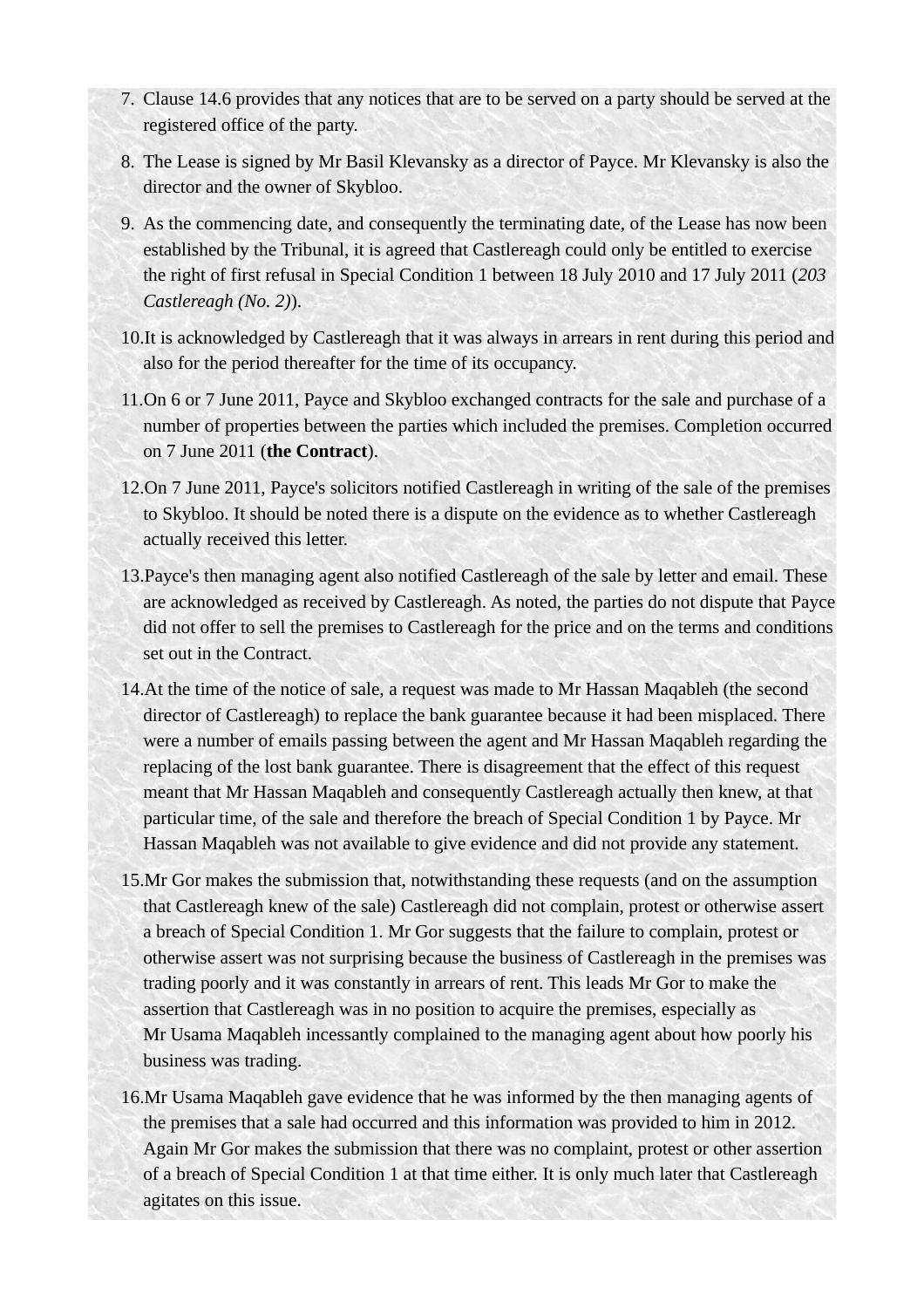7. Clause 14.6 provides that any notices that are to be served on a party should be served at the registered office of the party.

8. The Lease is signed by Mr Basil Klevansky as a director of Payce. Mr Klevansky is also the director and the owner of Skybloo.

9. As the commencing date, and consequently the terminating date, of the Lease has now been established by the Tribunal, it is agreed that Castlereagh could only be entitled to exercise the right of first refusal in Special Condition 1 between 18 July 2010 and 17 July 2011 (*203 Castlereagh (No. 2)*).

10. It is acknowledged by Castlereagh that it was always in arrears in rent during this period and also for the period thereafter for the time of its occupancy.

11. On 6 or 7 June 2011, Payce and Skybloo exchanged contracts for the sale and purchase of a number of properties between the parties which included the premises. Completion occurred on 7 June 2011 (**the Contract**).

12. On 7 June 2011, Payce's solicitors notified Castlereagh in writing of the sale of the premises to Skybloo. It should be noted there is a dispute on the evidence as to whether Castlereagh actually received this letter.

13. Payce's then managing agent also notified Castlereagh of the sale by letter and email. These are acknowledged as received by Castlereagh. As noted, the parties do not dispute that Payce did not offer to sell the premises to Castlereagh for the price and on the terms and conditions set out in the Contract.

14. At the time of the notice of sale, a request was made to Mr Hassan Maqableh (the second director of Castlereagh) to replace the bank guarantee because it had been misplaced. There were a number of emails passing between the agent and Mr Hassan Maqableh regarding the replacing of the lost bank guarantee. There is disagreement that the effect of this request meant that Mr Hassan Maqableh and consequently Castlereagh actually then knew, at that particular time, of the sale and therefore the breach of Special Condition 1 by Payce. Mr Hassan Maqableh was not available to give evidence and did not provide any statement.

15. Mr Gor makes the submission that, notwithstanding these requests (and on the assumption that Castlereagh knew of the sale) Castlereagh did not complain, protest or otherwise assert a breach of Special Condition 1. Mr Gor suggests that the failure to complain, protest or otherwise assert was not surprising because the business of Castlereagh in the premises was trading poorly and it was constantly in arrears of rent. This leads Mr Gor to make the assertion that Castlereagh was in no position to acquire the premises, especially as Mr Usama Maqableh incessantly complained to the managing agent about how poorly his business was trading.

16. Mr Usama Maqableh gave evidence that he was informed by the then managing agents of the premises that a sale had occurred and this information was provided to him in 2012. Again Mr Gor makes the submission that there was no complaint, protest or other assertion of a breach of Special Condition 1 at that time either. It is only much later that Castlereagh agitates on this issue.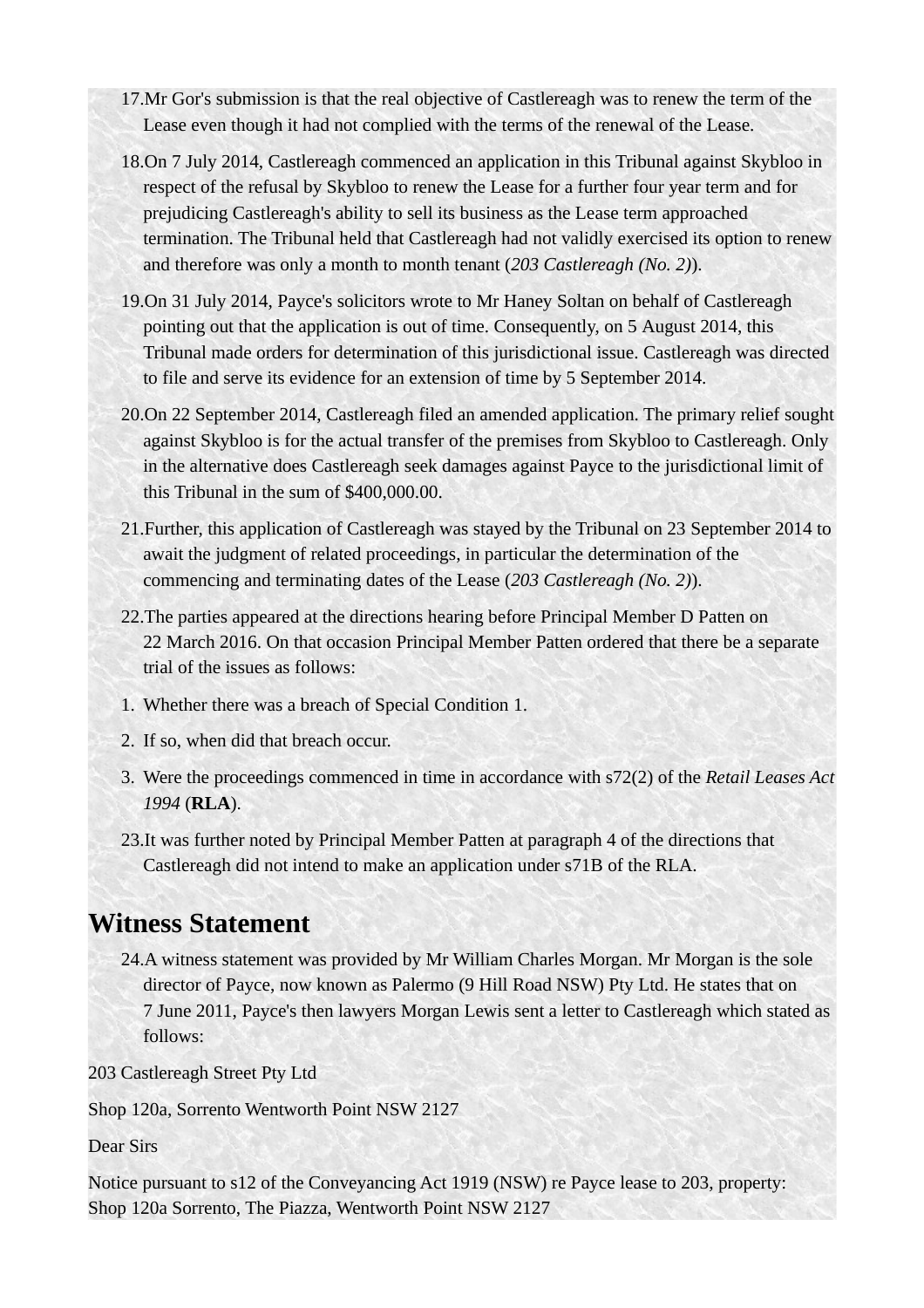17. Mr Gor's submission is that the real objective of Castlereagh was to renew the term of the Lease even though it had not complied with the terms of the renewal of the Lease.
18. On 7 July 2014, Castlereagh commenced an application in this Tribunal against Skybloo in respect of the refusal by Skybloo to renew the Lease for a further four year term and for prejudicing Castlereagh's ability to sell its business as the Lease term approached termination. The Tribunal held that Castlereagh had not validly exercised its option to renew and therefore was only a month to month tenant (*203 Castlereagh (No. 2)*).
19. On 31 July 2014, Payce's solicitors wrote to Mr Haney Soltan on behalf of Castlereagh pointing out that the application is out of time. Consequently, on 5 August 2014, this Tribunal made orders for determination of this jurisdictional issue. Castlereagh was directed to file and serve its evidence for an extension of time by 5 September 2014.
20. On 22 September 2014, Castlereagh filed an amended application. The primary relief sought against Skybloo is for the actual transfer of the premises from Skybloo to Castlereagh. Only in the alternative does Castlereagh seek damages against Payce to the jurisdictional limit of this Tribunal in the sum of $400,000.00.
21. Further, this application of Castlereagh was stayed by the Tribunal on 23 September 2014 to await the judgment of related proceedings, in particular the determination of the commencing and terminating dates of the Lease (*203 Castlereagh (No. 2)*).
22. The parties appeared at the directions hearing before Principal Member D Patten on 22 March 2016. On that occasion Principal Member Patten ordered that there be a separate trial of the issues as follows:

1. Whether there was a breach of Special Condition 1.
2. If so, when did that breach occur.
3. Were the proceedings commenced in time in accordance with s72(2) of the *Retail Leases Act 1994* (**RLA**).

23. It was further noted by Principal Member Patten at paragraph 4 of the directions that Castlereagh did not intend to make an application under s71B of the RLA.

## Witness Statement

24. A witness statement was provided by Mr William Charles Morgan. Mr Morgan is the sole director of Payce, now known as Palermo (9 Hill Road NSW) Pty Ltd. He states that on 7 June 2011, Payce's then lawyers Morgan Lewis sent a letter to Castlereagh which stated as follows:

203 Castlereagh Street Pty Ltd

Shop 120a, Sorrento Wentworth Point NSW 2127

Dear Sirs

Notice pursuant to s12 of the Conveyancing Act 1919 (NSW) re Payce lease to 203, property: Shop 120a Sorrento, The Piazza, Wentworth Point NSW 2127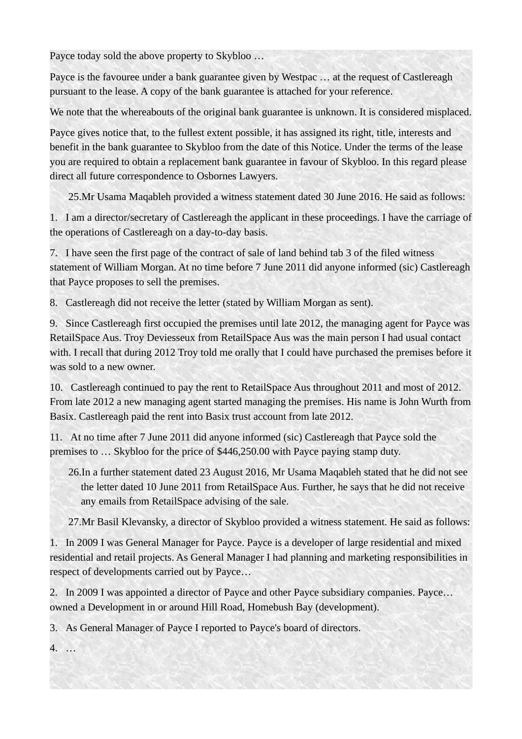Payce today sold the above property to Skybloo …

Payce is the favouree under a bank guarantee given by Westpac … at the request of Castlereagh pursuant to the lease. A copy of the bank guarantee is attached for your reference.

We note that the whereabouts of the original bank guarantee is unknown. It is considered misplaced.

Payce gives notice that, to the fullest extent possible, it has assigned its right, title, interests and benefit in the bank guarantee to Skybloo from the date of this Notice. Under the terms of the lease you are required to obtain a replacement bank guarantee in favour of Skybloo. In this regard please direct all future correspondence to Osbornes Lawyers.

25. Mr Usama Maqableh provided a witness statement dated 30 June 2016. He said as follows:

1. I am a director/secretary of Castlereagh the applicant in these proceedings. I have the carriage of the operations of Castlereagh on a day-to-day basis.

7. I have seen the first page of the contract of sale of land behind tab 3 of the filed witness statement of William Morgan. At no time before 7 June 2011 did anyone informed (sic) Castlereagh that Payce proposes to sell the premises.

8. Castlereagh did not receive the letter (stated by William Morgan as sent).

9. Since Castlereagh first occupied the premises until late 2012, the managing agent for Payce was RetailSpace Aus. Troy Deviesseux from RetailSpace Aus was the main person I had usual contact with. I recall that during 2012 Troy told me orally that I could have purchased the premises before it was sold to a new owner.

10. Castlereagh continued to pay the rent to RetailSpace Aus throughout 2011 and most of 2012. From late 2012 a new managing agent started managing the premises. His name is John Wurth from Basix. Castlereagh paid the rent into Basix trust account from late 2012.

11. At no time after 7 June 2011 did anyone informed (sic) Castlereagh that Payce sold the premises to … Skybloo for the price of $446,250.00 with Payce paying stamp duty.

26. In a further statement dated 23 August 2016, Mr Usama Maqableh stated that he did not see the letter dated 10 June 2011 from RetailSpace Aus. Further, he says that he did not receive any emails from RetailSpace advising of the sale.

27. Mr Basil Klevansky, a director of Skybloo provided a witness statement. He said as follows:

1. In 2009 I was General Manager for Payce. Payce is a developer of large residential and mixed residential and retail projects. As General Manager I had planning and marketing responsibilities in respect of developments carried out by Payce…

2. In 2009 I was appointed a director of Payce and other Payce subsidiary companies. Payce… owned a Development in or around Hill Road, Homebush Bay (development).

3. As General Manager of Payce I reported to Payce's board of directors.

4. …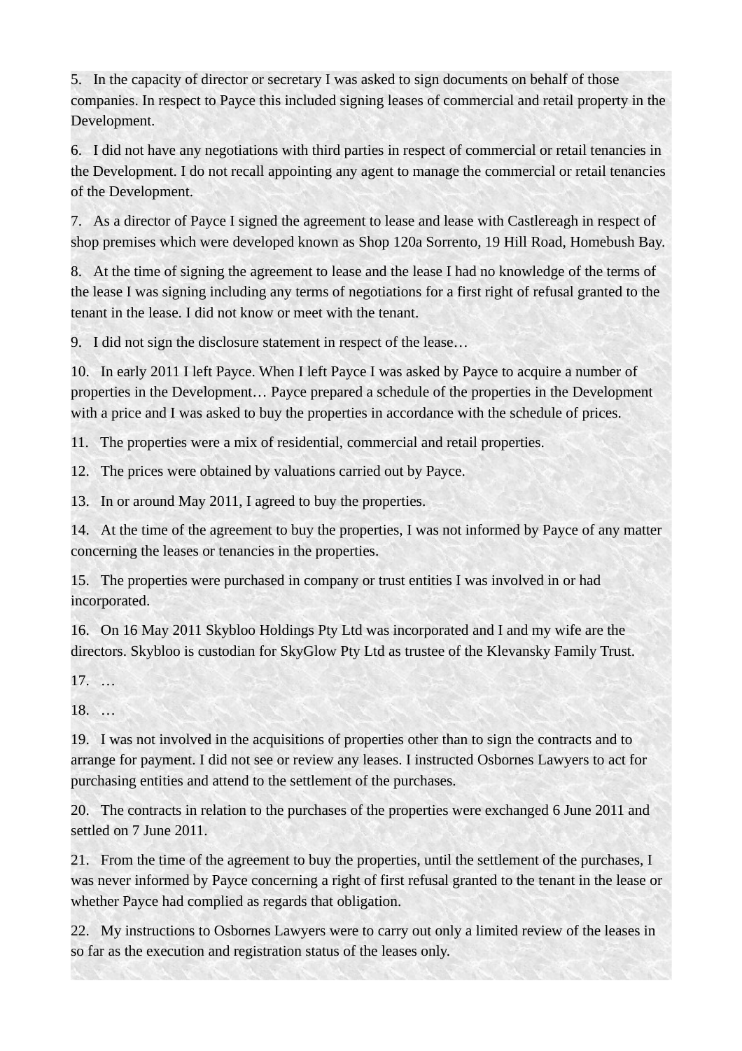5. In the capacity of director or secretary I was asked to sign documents on behalf of those companies. In respect to Payce this included signing leases of commercial and retail property in the Development.

6. I did not have any negotiations with third parties in respect of commercial or retail tenancies in the Development. I do not recall appointing any agent to manage the commercial or retail tenancies of the Development.

7. As a director of Payce I signed the agreement to lease and lease with Castlereagh in respect of shop premises which were developed known as Shop 120a Sorrento, 19 Hill Road, Homebush Bay.

8. At the time of signing the agreement to lease and the lease I had no knowledge of the terms of the lease I was signing including any terms of negotiations for a first right of refusal granted to the tenant in the lease. I did not know or meet with the tenant.

9. I did not sign the disclosure statement in respect of the lease…

10. In early 2011 I left Payce. When I left Payce I was asked by Payce to acquire a number of properties in the Development… Payce prepared a schedule of the properties in the Development with a price and I was asked to buy the properties in accordance with the schedule of prices.

11. The properties were a mix of residential, commercial and retail properties.

12. The prices were obtained by valuations carried out by Payce.

13. In or around May 2011, I agreed to buy the properties.

14. At the time of the agreement to buy the properties, I was not informed by Payce of any matter concerning the leases or tenancies in the properties.

15. The properties were purchased in company or trust entities I was involved in or had incorporated.

16. On 16 May 2011 Skybloo Holdings Pty Ltd was incorporated and I and my wife are the directors. Skybloo is custodian for SkyGlow Pty Ltd as trustee of the Klevansky Family Trust.

17. …

18. …

19. I was not involved in the acquisitions of properties other than to sign the contracts and to arrange for payment. I did not see or review any leases. I instructed Osbornes Lawyers to act for purchasing entities and attend to the settlement of the purchases.

20. The contracts in relation to the purchases of the properties were exchanged 6 June 2011 and settled on 7 June 2011.

21. From the time of the agreement to buy the properties, until the settlement of the purchases, I was never informed by Payce concerning a right of first refusal granted to the tenant in the lease or whether Payce had complied as regards that obligation.

22. My instructions to Osbornes Lawyers were to carry out only a limited review of the leases in so far as the execution and registration status of the leases only.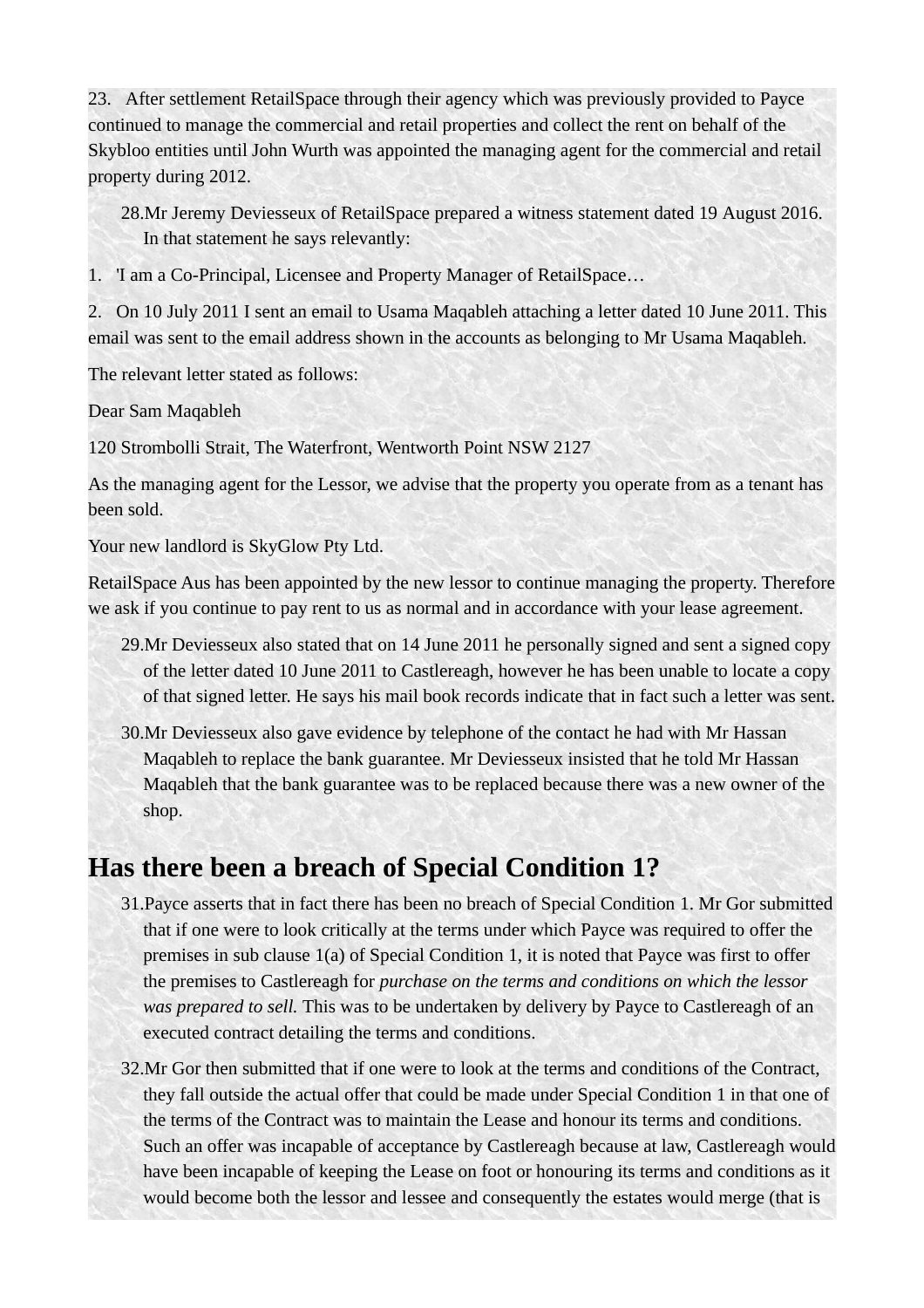23. After settlement RetailSpace through their agency which was previously provided to Payce continued to manage the commercial and retail properties and collect the rent on behalf of the Skybloo entities until John Wurth was appointed the managing agent for the commercial and retail property during 2012.

28. Mr Jeremy Deviesseux of RetailSpace prepared a witness statement dated 19 August 2016. In that statement he says relevantly:

1. 'I am a Co-Principal, Licensee and Property Manager of RetailSpace…

2. On 10 July 2011 I sent an email to Usama Maqableh attaching a letter dated 10 June 2011. This email was sent to the email address shown in the accounts as belonging to Mr Usama Maqableh.

The relevant letter stated as follows:

Dear Sam Maqableh

120 Strombolli Strait, The Waterfront, Wentworth Point NSW 2127

As the managing agent for the Lessor, we advise that the property you operate from as a tenant has been sold.

Your new landlord is SkyGlow Pty Ltd.

RetailSpace Aus has been appointed by the new lessor to continue managing the property. Therefore we ask if you continue to pay rent to us as normal and in accordance with your lease agreement.

29. Mr Deviesseux also stated that on 14 June 2011 he personally signed and sent a signed copy of the letter dated 10 June 2011 to Castlereagh, however he has been unable to locate a copy of that signed letter. He says his mail book records indicate that in fact such a letter was sent.

30. Mr Deviesseux also gave evidence by telephone of the contact he had with Mr Hassan Maqableh to replace the bank guarantee. Mr Deviesseux insisted that he told Mr Hassan Maqableh that the bank guarantee was to be replaced because there was a new owner of the shop.

## Has there been a breach of Special Condition 1?

31. Payce asserts that in fact there has been no breach of Special Condition 1. Mr Gor submitted that if one were to look critically at the terms under which Payce was required to offer the premises in sub clause 1(a) of Special Condition 1, it is noted that Payce was first to offer the premises to Castlereagh for *purchase on the terms and conditions on which the lessor was prepared to sell.* This was to be undertaken by delivery by Payce to Castlereagh of an executed contract detailing the terms and conditions.

32. Mr Gor then submitted that if one were to look at the terms and conditions of the Contract, they fall outside the actual offer that could be made under Special Condition 1 in that one of the terms of the Contract was to maintain the Lease and honour its terms and conditions. Such an offer was incapable of acceptance by Castlereagh because at law, Castlereagh would have been incapable of keeping the Lease on foot or honouring its terms and conditions as it would become both the lessor and lessee and consequently the estates would merge (that is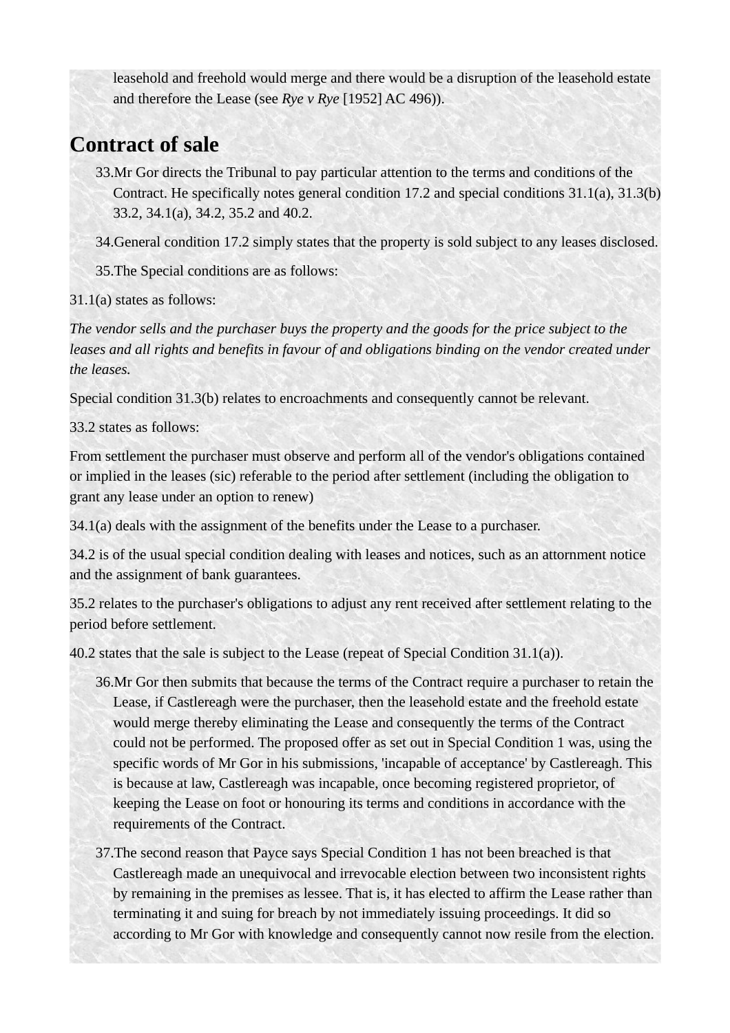leasehold and freehold would merge and there would be a disruption of the leasehold estate and therefore the Lease (see *Rye v Rye* [1952] AC 496)).

## Contract of sale

33. Mr Gor directs the Tribunal to pay particular attention to the terms and conditions of the Contract. He specifically notes general condition 17.2 and special conditions 31.1(a), 31.3(b) 33.2, 34.1(a), 34.2, 35.2 and 40.2.

34. General condition 17.2 simply states that the property is sold subject to any leases disclosed.

35. The Special conditions are as follows:

31.1(a) states as follows:

*The vendor sells and the purchaser buys the property and the goods for the price subject to the leases and all rights and benefits in favour of and obligations binding on the vendor created under the leases.*

Special condition 31.3(b) relates to encroachments and consequently cannot be relevant.

33.2 states as follows:

From settlement the purchaser must observe and perform all of the vendor's obligations contained or implied in the leases (sic) referable to the period after settlement (including the obligation to grant any lease under an option to renew)

34.1(a) deals with the assignment of the benefits under the Lease to a purchaser.

34.2 is of the usual special condition dealing with leases and notices, such as an attornment notice and the assignment of bank guarantees.

35.2 relates to the purchaser's obligations to adjust any rent received after settlement relating to the period before settlement.

40.2 states that the sale is subject to the Lease (repeat of Special Condition 31.1(a)).

36. Mr Gor then submits that because the terms of the Contract require a purchaser to retain the Lease, if Castlereagh were the purchaser, then the leasehold estate and the freehold estate would merge thereby eliminating the Lease and consequently the terms of the Contract could not be performed. The proposed offer as set out in Special Condition 1 was, using the specific words of Mr Gor in his submissions, 'incapable of acceptance' by Castlereagh. This is because at law, Castlereagh was incapable, once becoming registered proprietor, of keeping the Lease on foot or honouring its terms and conditions in accordance with the requirements of the Contract.

37. The second reason that Payce says Special Condition 1 has not been breached is that Castlereagh made an unequivocal and irrevocable election between two inconsistent rights by remaining in the premises as lessee. That is, it has elected to affirm the Lease rather than terminating it and suing for breach by not immediately issuing proceedings. It did so according to Mr Gor with knowledge and consequently cannot now resile from the election.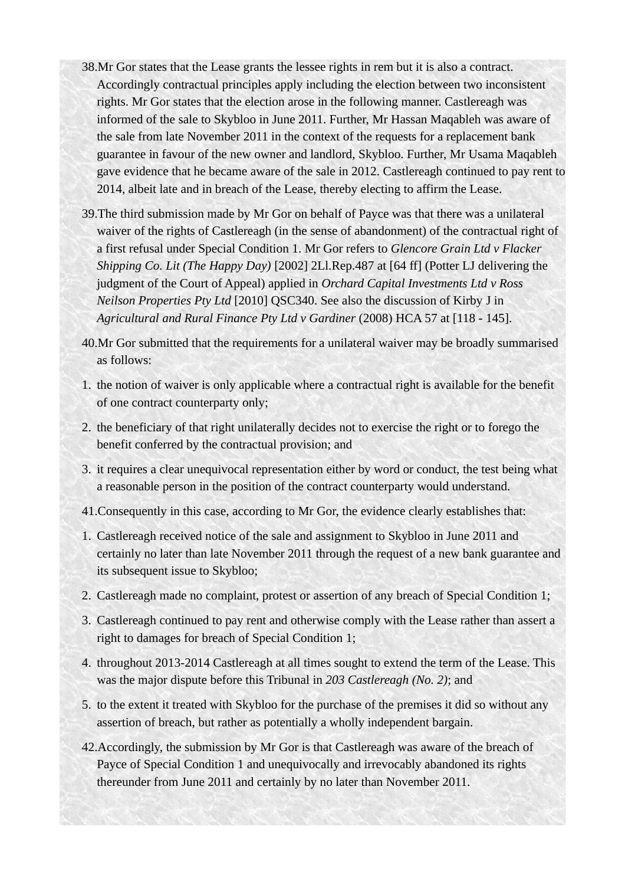38. Mr Gor states that the Lease grants the lessee rights in rem but it is also a contract. Accordingly contractual principles apply including the election between two inconsistent rights. Mr Gor states that the election arose in the following manner. Castlereagh was informed of the sale to Skybloo in June 2011. Further, Mr Hassan Maqableh was aware of the sale from late November 2011 in the context of the requests for a replacement bank guarantee in favour of the new owner and landlord, Skybloo. Further, Mr Usama Maqableh gave evidence that he became aware of the sale in 2012. Castlereagh continued to pay rent to 2014, albeit late and in breach of the Lease, thereby electing to affirm the Lease.

39. The third submission made by Mr Gor on behalf of Payce was that there was a unilateral waiver of the rights of Castlereagh (in the sense of abandonment) of the contractual right of a first refusal under Special Condition 1. Mr Gor refers to *Glencore Grain Ltd v Flacker Shipping Co. Lit (The Happy Day)* [2002] 2Ll.Rep.487 at [64 ff] (Potter LJ delivering the judgment of the Court of Appeal) applied in *Orchard Capital Investments Ltd v Ross Neilson Properties Pty Ltd* [2010] QSC340. See also the discussion of Kirby J in *Agricultural and Rural Finance Pty Ltd v Gardiner* (2008) HCA 57 at [118 - 145].

40. Mr Gor submitted that the requirements for a unilateral waiver may be broadly summarised as follows:

1. the notion of waiver is only applicable where a contractual right is available for the benefit of one contract counterparty only;
2. the beneficiary of that right unilaterally decides not to exercise the right or to forego the benefit conferred by the contractual provision; and
3. it requires a clear unequivocal representation either by word or conduct, the test being what a reasonable person in the position of the contract counterparty would understand.

41. Consequently in this case, according to Mr Gor, the evidence clearly establishes that:

1. Castlereagh received notice of the sale and assignment to Skybloo in June 2011 and certainly no later than late November 2011 through the request of a new bank guarantee and its subsequent issue to Skybloo;
2. Castlereagh made no complaint, protest or assertion of any breach of Special Condition 1;
3. Castlereagh continued to pay rent and otherwise comply with the Lease rather than assert a right to damages for breach of Special Condition 1;
4. throughout 2013-2014 Castlereagh at all times sought to extend the term of the Lease. This was the major dispute before this Tribunal in *203 Castlereagh (No. 2)*; and
5. to the extent it treated with Skybloo for the purchase of the premises it did so without any assertion of breach, but rather as potentially a wholly independent bargain.

42. Accordingly, the submission by Mr Gor is that Castlereagh was aware of the breach of Payce of Special Condition 1 and unequivocally and irrevocably abandoned its rights thereunder from June 2011 and certainly by no later than November 2011.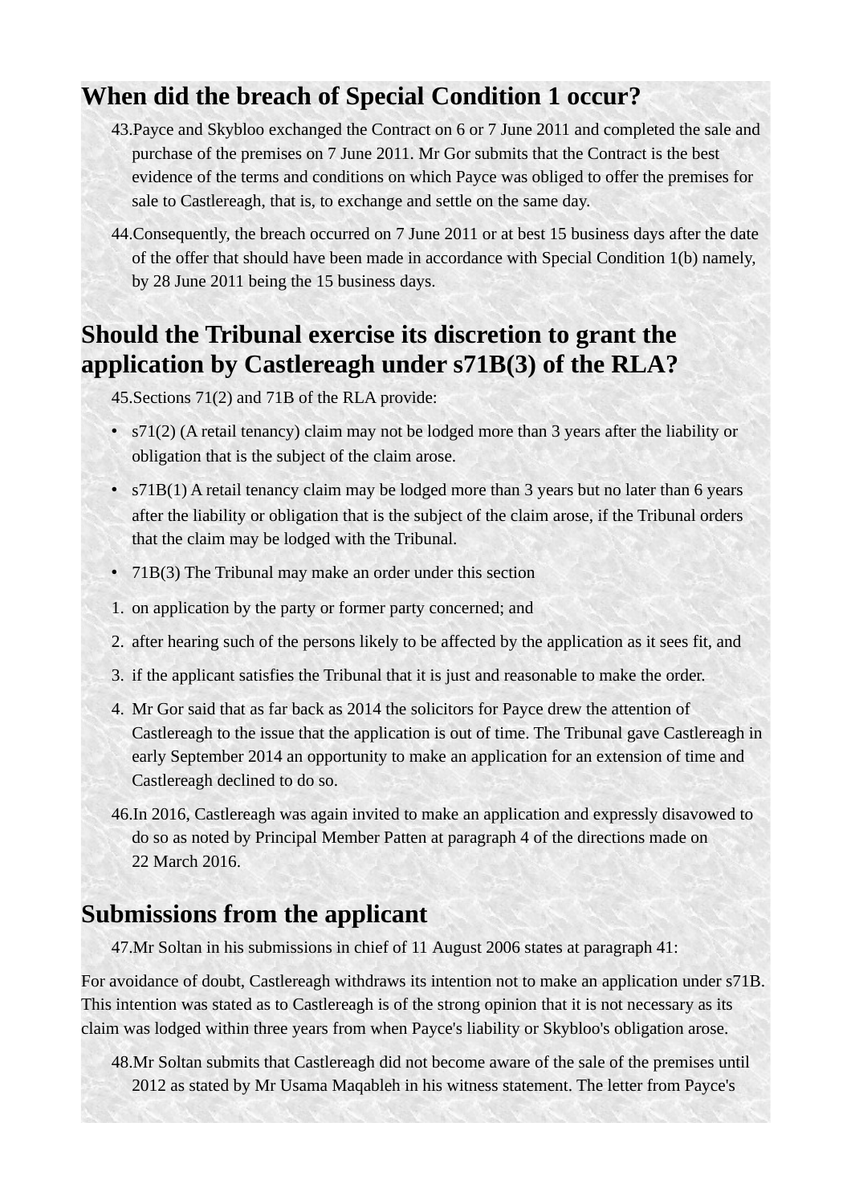## When did the breach of Special Condition 1 occur?

43. Payce and Skybloo exchanged the Contract on 6 or 7 June 2011 and completed the sale and purchase of the premises on 7 June 2011. Mr Gor submits that the Contract is the best evidence of the terms and conditions on which Payce was obliged to offer the premises for sale to Castlereagh, that is, to exchange and settle on the same day.

44. Consequently, the breach occurred on 7 June 2011 or at best 15 business days after the date of the offer that should have been made in accordance with Special Condition 1(b) namely, by 28 June 2011 being the 15 business days.

## Should the Tribunal exercise its discretion to grant the application by Castlereagh under s71B(3) of the RLA?

45. Sections 71(2) and 71B of the RLA provide:

- s71(2) (A retail tenancy) claim may not be lodged more than 3 years after the liability or obligation that is the subject of the claim arose.
- s71B(1) A retail tenancy claim may be lodged more than 3 years but no later than 6 years after the liability or obligation that is the subject of the claim arose, if the Tribunal orders that the claim may be lodged with the Tribunal.
- 71B(3) The Tribunal may make an order under this section

1. on application by the party or former party concerned; and
2. after hearing such of the persons likely to be affected by the application as it sees fit, and
3. if the applicant satisfies the Tribunal that it is just and reasonable to make the order.
4. Mr Gor said that as far back as 2014 the solicitors for Payce drew the attention of Castlereagh to the issue that the application is out of time. The Tribunal gave Castlereagh in early September 2014 an opportunity to make an application for an extension of time and Castlereagh declined to do so.

46. In 2016, Castlereagh was again invited to make an application and expressly disavowed to do so as noted by Principal Member Patten at paragraph 4 of the directions made on 22 March 2016.

## Submissions from the applicant

47. Mr Soltan in his submissions in chief of 11 August 2006 states at paragraph 41:

For avoidance of doubt, Castlereagh withdraws its intention not to make an application under s71B. This intention was stated as to Castlereagh is of the strong opinion that it is not necessary as its claim was lodged within three years from when Payce's liability or Skybloo's obligation arose.

48. Mr Soltan submits that Castlereagh did not become aware of the sale of the premises until 2012 as stated by Mr Usama Maqableh in his witness statement. The letter from Payce's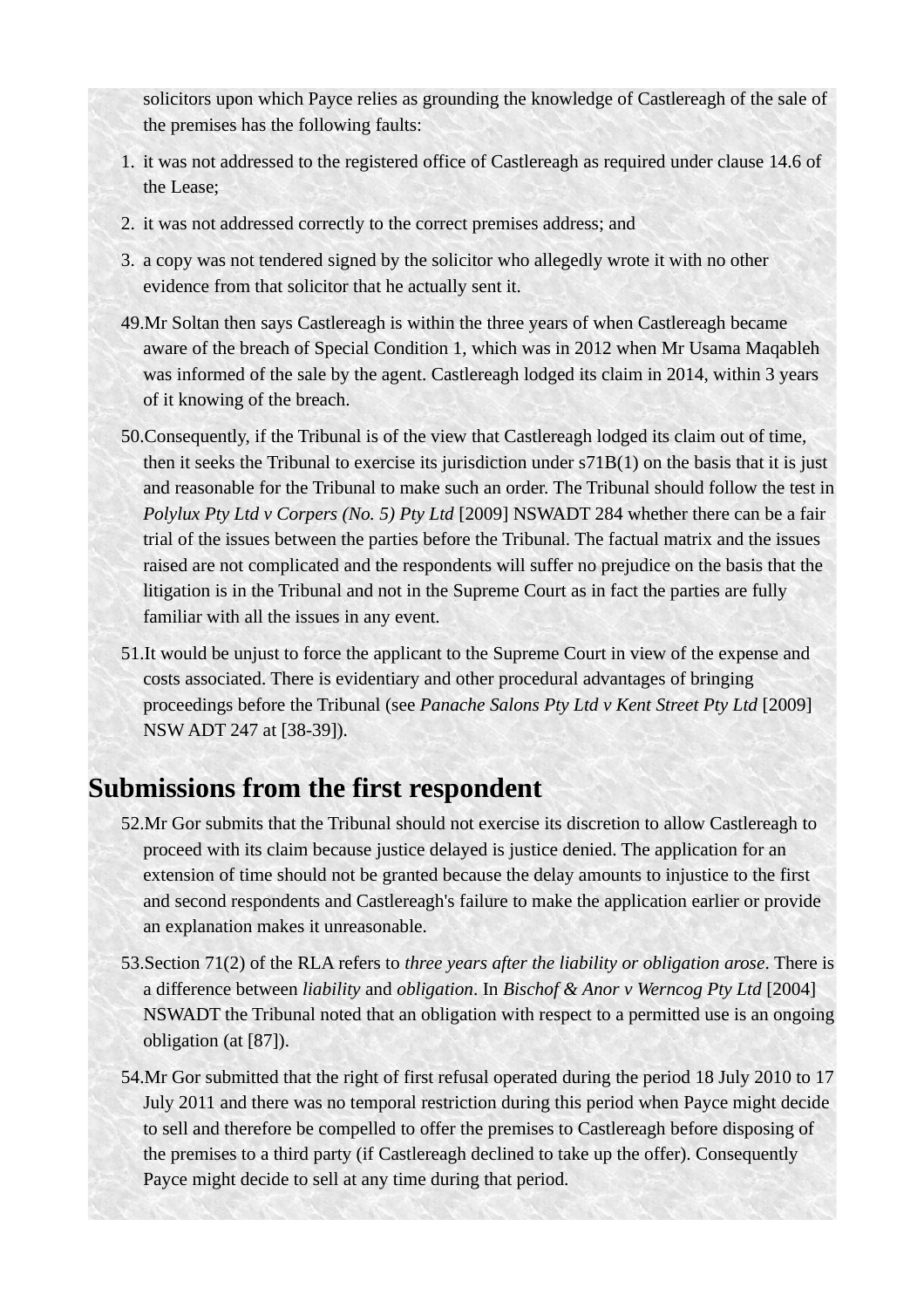solicitors upon which Payce relies as grounding the knowledge of Castlereagh of the sale of the premises has the following faults:

1. it was not addressed to the registered office of Castlereagh as required under clause 14.6 of the Lease;
2. it was not addressed correctly to the correct premises address; and
3. a copy was not tendered signed by the solicitor who allegedly wrote it with no other evidence from that solicitor that he actually sent it.

49. Mr Soltan then says Castlereagh is within the three years of when Castlereagh became aware of the breach of Special Condition 1, which was in 2012 when Mr Usama Maqableh was informed of the sale by the agent. Castlereagh lodged its claim in 2014, within 3 years of it knowing of the breach.

50. Consequently, if the Tribunal is of the view that Castlereagh lodged its claim out of time, then it seeks the Tribunal to exercise its jurisdiction under s71B(1) on the basis that it is just and reasonable for the Tribunal to make such an order. The Tribunal should follow the test in *Polylux Pty Ltd v Corpers (No. 5) Pty Ltd* [2009] NSWADT 284 whether there can be a fair trial of the issues between the parties before the Tribunal. The factual matrix and the issues raised are not complicated and the respondents will suffer no prejudice on the basis that the litigation is in the Tribunal and not in the Supreme Court as in fact the parties are fully familiar with all the issues in any event.

51. It would be unjust to force the applicant to the Supreme Court in view of the expense and costs associated. There is evidentiary and other procedural advantages of bringing proceedings before the Tribunal (see *Panache Salons Pty Ltd v Kent Street Pty Ltd* [2009] NSW ADT 247 at [38-39]).

## Submissions from the first respondent

52. Mr Gor submits that the Tribunal should not exercise its discretion to allow Castlereagh to proceed with its claim because justice delayed is justice denied. The application for an extension of time should not be granted because the delay amounts to injustice to the first and second respondents and Castlereagh's failure to make the application earlier or provide an explanation makes it unreasonable.

53. Section 71(2) of the RLA refers to *three years after the liability or obligation arose*. There is a difference between *liability* and *obligation*. In *Bischof & Anor v Werncog Pty Ltd* [2004] NSWADT the Tribunal noted that an obligation with respect to a permitted use is an ongoing obligation (at [87]).

54. Mr Gor submitted that the right of first refusal operated during the period 18 July 2010 to 17 July 2011 and there was no temporal restriction during this period when Payce might decide to sell and therefore be compelled to offer the premises to Castlereagh before disposing of the premises to a third party (if Castlereagh declined to take up the offer). Consequently Payce might decide to sell at any time during that period.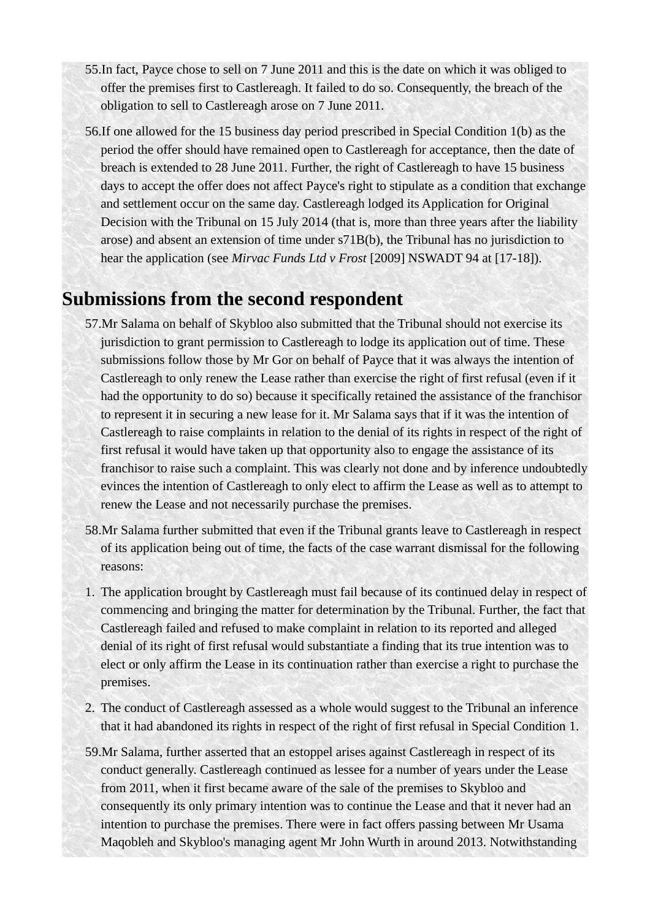55. In fact, Payce chose to sell on 7 June 2011 and this is the date on which it was obliged to offer the premises first to Castlereagh. It failed to do so. Consequently, the breach of the obligation to sell to Castlereagh arose on 7 June 2011.

56. If one allowed for the 15 business day period prescribed in Special Condition 1(b) as the period the offer should have remained open to Castlereagh for acceptance, then the date of breach is extended to 28 June 2011. Further, the right of Castlereagh to have 15 business days to accept the offer does not affect Payce's right to stipulate as a condition that exchange and settlement occur on the same day. Castlereagh lodged its Application for Original Decision with the Tribunal on 15 July 2014 (that is, more than three years after the liability arose) and absent an extension of time under s71B(b), the Tribunal has no jurisdiction to hear the application (see *Mirvac Funds Ltd v Frost* [2009] NSWADT 94 at [17-18]).

## Submissions from the second respondent

57. Mr Salama on behalf of Skybloo also submitted that the Tribunal should not exercise its jurisdiction to grant permission to Castlereagh to lodge its application out of time. These submissions follow those by Mr Gor on behalf of Payce that it was always the intention of Castlereagh to only renew the Lease rather than exercise the right of first refusal (even if it had the opportunity to do so) because it specifically retained the assistance of the franchisor to represent it in securing a new lease for it. Mr Salama says that if it was the intention of Castlereagh to raise complaints in relation to the denial of its rights in respect of the right of first refusal it would have taken up that opportunity also to engage the assistance of its franchisor to raise such a complaint. This was clearly not done and by inference undoubtedly evinces the intention of Castlereagh to only elect to affirm the Lease as well as to attempt to renew the Lease and not necessarily purchase the premises.

58. Mr Salama further submitted that even if the Tribunal grants leave to Castlereagh in respect of its application being out of time, the facts of the case warrant dismissal for the following reasons:

1. The application brought by Castlereagh must fail because of its continued delay in respect of commencing and bringing the matter for determination by the Tribunal. Further, the fact that Castlereagh failed and refused to make complaint in relation to its reported and alleged denial of its right of first refusal would substantiate a finding that its true intention was to elect or only affirm the Lease in its continuation rather than exercise a right to purchase the premises.
2. The conduct of Castlereagh assessed as a whole would suggest to the Tribunal an inference that it had abandoned its rights in respect of the right of first refusal in Special Condition 1.

59. Mr Salama, further asserted that an estoppel arises against Castlereagh in respect of its conduct generally. Castlereagh continued as lessee for a number of years under the Lease from 2011, when it first became aware of the sale of the premises to Skybloo and consequently its only primary intention was to continue the Lease and that it never had an intention to purchase the premises. There were in fact offers passing between Mr Usama Maqobleh and Skybloo's managing agent Mr John Wurth in around 2013. Notwithstanding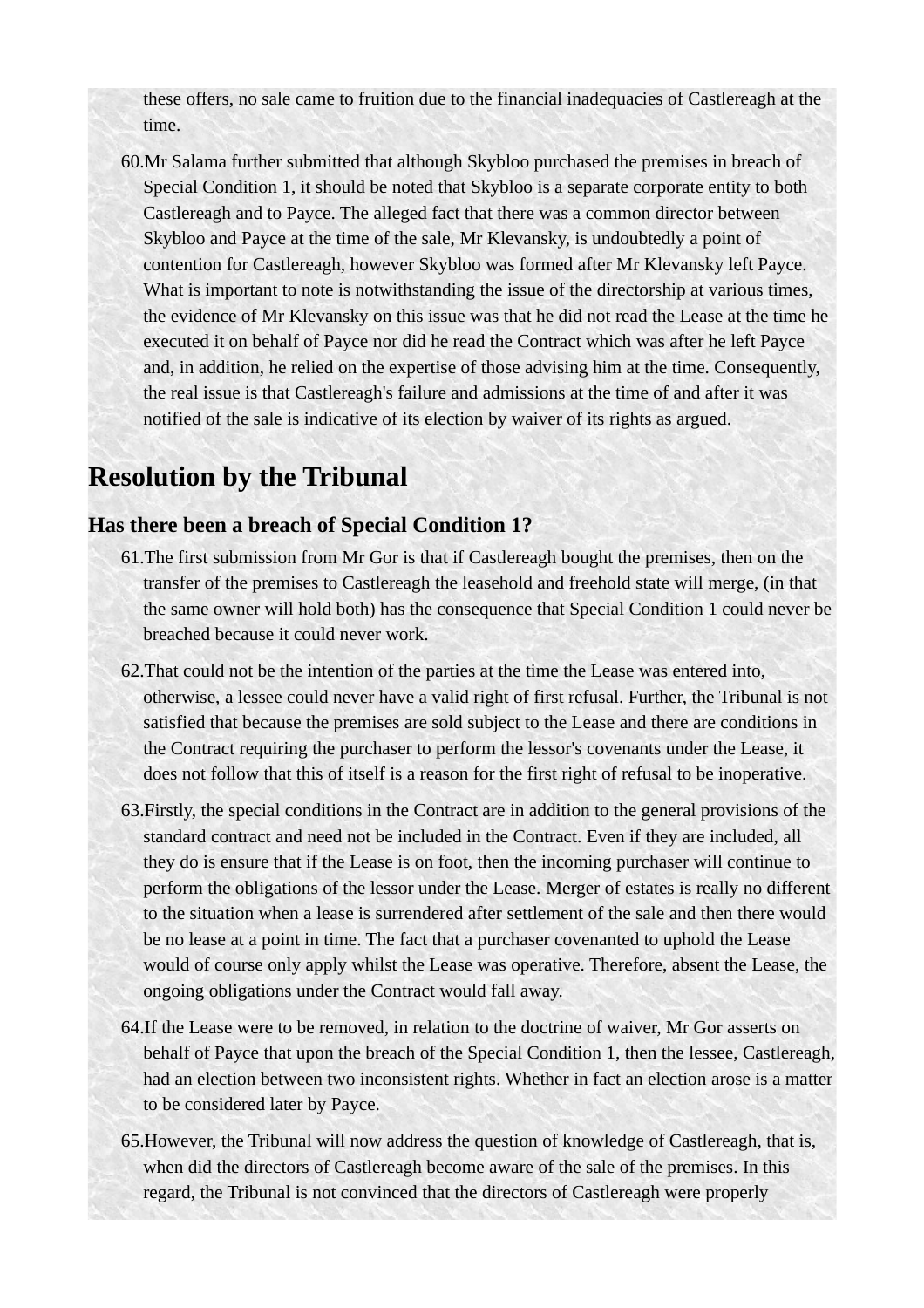these offers, no sale came to fruition due to the financial inadequacies of Castlereagh at the time.

60. Mr Salama further submitted that although Skybloo purchased the premises in breach of Special Condition 1, it should be noted that Skybloo is a separate corporate entity to both Castlereagh and to Payce. The alleged fact that there was a common director between Skybloo and Payce at the time of the sale, Mr Klevansky, is undoubtedly a point of contention for Castlereagh, however Skybloo was formed after Mr Klevansky left Payce. What is important to note is notwithstanding the issue of the directorship at various times, the evidence of Mr Klevansky on this issue was that he did not read the Lease at the time he executed it on behalf of Payce nor did he read the Contract which was after he left Payce and, in addition, he relied on the expertise of those advising him at the time. Consequently, the real issue is that Castlereagh's failure and admissions at the time of and after it was notified of the sale is indicative of its election by waiver of its rights as argued.

## Resolution by the Tribunal

### Has there been a breach of Special Condition 1?

61. The first submission from Mr Gor is that if Castlereagh bought the premises, then on the transfer of the premises to Castlereagh the leasehold and freehold state will merge, (in that the same owner will hold both) has the consequence that Special Condition 1 could never be breached because it could never work.

62. That could not be the intention of the parties at the time the Lease was entered into, otherwise, a lessee could never have a valid right of first refusal. Further, the Tribunal is not satisfied that because the premises are sold subject to the Lease and there are conditions in the Contract requiring the purchaser to perform the lessor's covenants under the Lease, it does not follow that this of itself is a reason for the first right of refusal to be inoperative.

63. Firstly, the special conditions in the Contract are in addition to the general provisions of the standard contract and need not be included in the Contract. Even if they are included, all they do is ensure that if the Lease is on foot, then the incoming purchaser will continue to perform the obligations of the lessor under the Lease. Merger of estates is really no different to the situation when a lease is surrendered after settlement of the sale and then there would be no lease at a point in time. The fact that a purchaser covenanted to uphold the Lease would of course only apply whilst the Lease was operative. Therefore, absent the Lease, the ongoing obligations under the Contract would fall away.

64. If the Lease were to be removed, in relation to the doctrine of waiver, Mr Gor asserts on behalf of Payce that upon the breach of the Special Condition 1, then the lessee, Castlereagh, had an election between two inconsistent rights. Whether in fact an election arose is a matter to be considered later by Payce.

65. However, the Tribunal will now address the question of knowledge of Castlereagh, that is, when did the directors of Castlereagh become aware of the sale of the premises. In this regard, the Tribunal is not convinced that the directors of Castlereagh were properly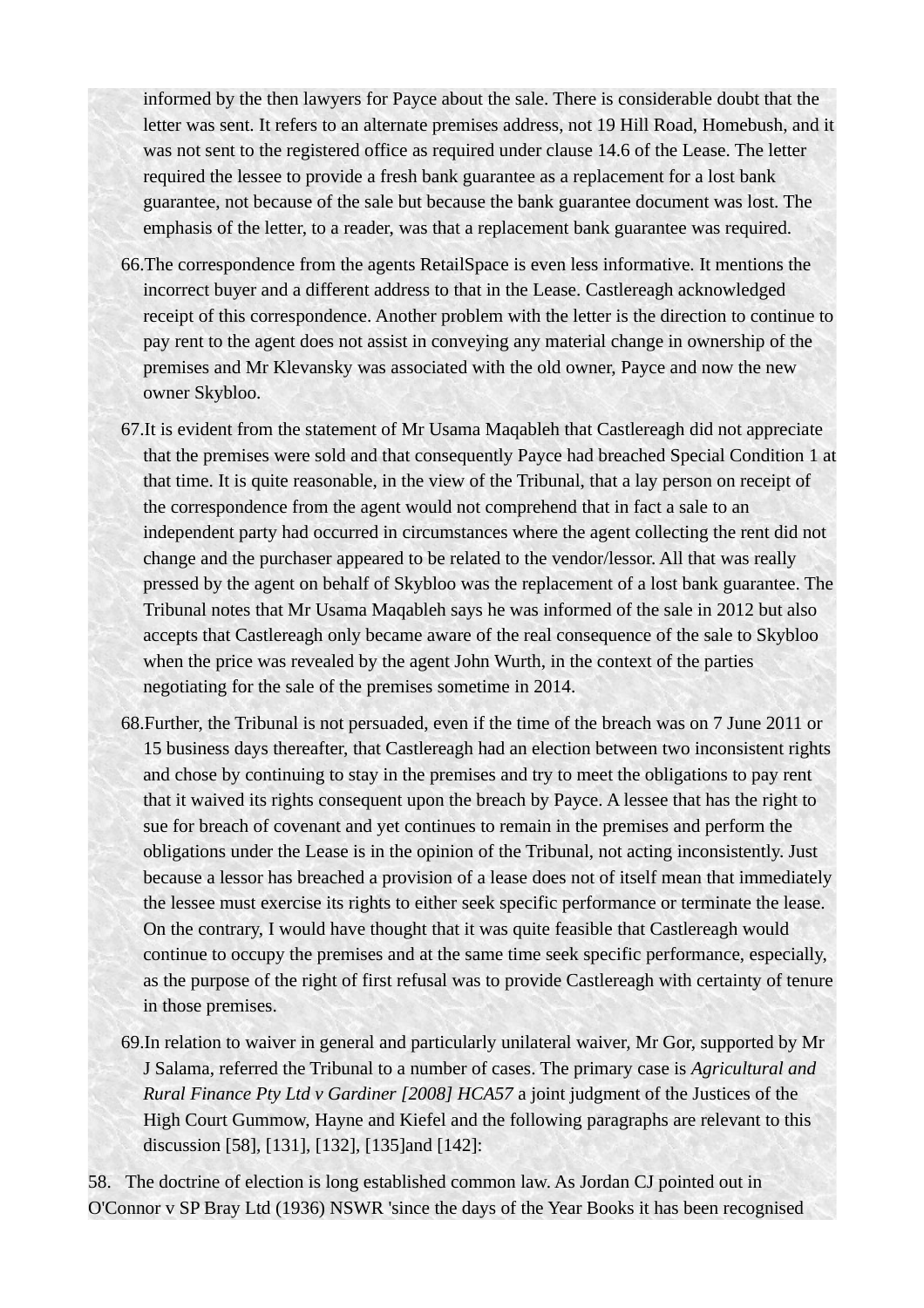informed by the then lawyers for Payce about the sale. There is considerable doubt that the letter was sent. It refers to an alternate premises address, not 19 Hill Road, Homebush, and it was not sent to the registered office as required under clause 14.6 of the Lease. The letter required the lessee to provide a fresh bank guarantee as a replacement for a lost bank guarantee, not because of the sale but because the bank guarantee document was lost. The emphasis of the letter, to a reader, was that a replacement bank guarantee was required.

66. The correspondence from the agents RetailSpace is even less informative. It mentions the incorrect buyer and a different address to that in the Lease. Castlereagh acknowledged receipt of this correspondence. Another problem with the letter is the direction to continue to pay rent to the agent does not assist in conveying any material change in ownership of the premises and Mr Klevansky was associated with the old owner, Payce and now the new owner Skybloo.

67. It is evident from the statement of Mr Usama Maqableh that Castlereagh did not appreciate that the premises were sold and that consequently Payce had breached Special Condition 1 at that time. It is quite reasonable, in the view of the Tribunal, that a lay person on receipt of the correspondence from the agent would not comprehend that in fact a sale to an independent party had occurred in circumstances where the agent collecting the rent did not change and the purchaser appeared to be related to the vendor/lessor. All that was really pressed by the agent on behalf of Skybloo was the replacement of a lost bank guarantee. The Tribunal notes that Mr Usama Maqableh says he was informed of the sale in 2012 but also accepts that Castlereagh only became aware of the real consequence of the sale to Skybloo when the price was revealed by the agent John Wurth, in the context of the parties negotiating for the sale of the premises sometime in 2014.

68. Further, the Tribunal is not persuaded, even if the time of the breach was on 7 June 2011 or 15 business days thereafter, that Castlereagh had an election between two inconsistent rights and chose by continuing to stay in the premises and try to meet the obligations to pay rent that it waived its rights consequent upon the breach by Payce. A lessee that has the right to sue for breach of covenant and yet continues to remain in the premises and perform the obligations under the Lease is in the opinion of the Tribunal, not acting inconsistently. Just because a lessor has breached a provision of a lease does not of itself mean that immediately the lessee must exercise its rights to either seek specific performance or terminate the lease. On the contrary, I would have thought that it was quite feasible that Castlereagh would continue to occupy the premises and at the same time seek specific performance, especially, as the purpose of the right of first refusal was to provide Castlereagh with certainty of tenure in those premises.

69. In relation to waiver in general and particularly unilateral waiver, Mr Gor, supported by Mr J Salama, referred the Tribunal to a number of cases. The primary case is *Agricultural and Rural Finance Pty Ltd v Gardiner [2008] HCA57* a joint judgment of the Justices of the High Court Gummow, Hayne and Kiefel and the following paragraphs are relevant to this discussion [58], [131], [132], [135]and [142]:

58. The doctrine of election is long established common law. As Jordan CJ pointed out in O'Connor v SP Bray Ltd (1936) NSWR 'since the days of the Year Books it has been recognised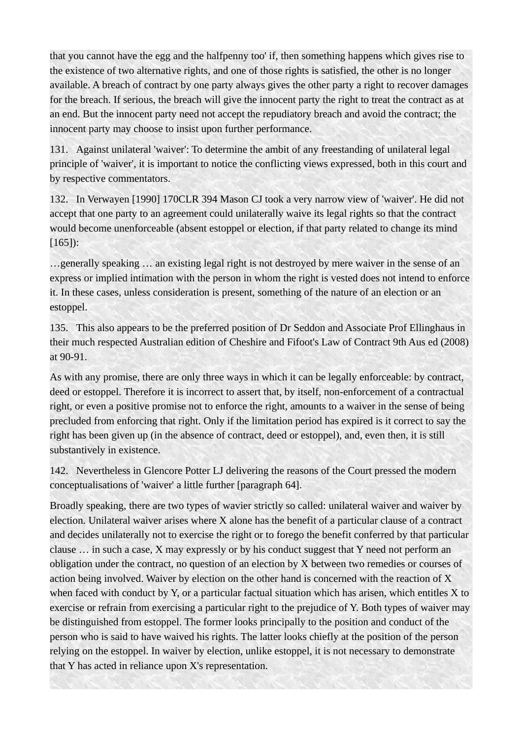that you cannot have the egg and the halfpenny too' if, then something happens which gives rise to the existence of two alternative rights, and one of those rights is satisfied, the other is no longer available. A breach of contract by one party always gives the other party a right to recover damages for the breach. If serious, the breach will give the innocent party the right to treat the contract as at an end. But the innocent party need not accept the repudiatory breach and avoid the contract; the innocent party may choose to insist upon further performance.

131. Against unilateral 'waiver': To determine the ambit of any freestanding of unilateral legal principle of 'waiver', it is important to notice the conflicting views expressed, both in this court and by respective commentators.

132. In Verwayen [1990] 170CLR 394 Mason CJ took a very narrow view of 'waiver'. He did not accept that one party to an agreement could unilaterally waive its legal rights so that the contract would become unenforceable (absent estoppel or election, if that party related to change its mind [165]):

…generally speaking … an existing legal right is not destroyed by mere waiver in the sense of an express or implied intimation with the person in whom the right is vested does not intend to enforce it. In these cases, unless consideration is present, something of the nature of an election or an estoppel.

135. This also appears to be the preferred position of Dr Seddon and Associate Prof Ellinghaus in their much respected Australian edition of Cheshire and Fifoot's Law of Contract 9th Aus ed (2008) at 90-91.

As with any promise, there are only three ways in which it can be legally enforceable: by contract, deed or estoppel. Therefore it is incorrect to assert that, by itself, non-enforcement of a contractual right, or even a positive promise not to enforce the right, amounts to a waiver in the sense of being precluded from enforcing that right. Only if the limitation period has expired is it correct to say the right has been given up (in the absence of contract, deed or estoppel), and, even then, it is still substantively in existence.

142. Nevertheless in Glencore Potter LJ delivering the reasons of the Court pressed the modern conceptualisations of 'waiver' a little further [paragraph 64].

Broadly speaking, there are two types of wavier strictly so called: unilateral waiver and waiver by election. Unilateral waiver arises where X alone has the benefit of a particular clause of a contract and decides unilaterally not to exercise the right or to forego the benefit conferred by that particular clause … in such a case, X may expressly or by his conduct suggest that Y need not perform an obligation under the contract, no question of an election by X between two remedies or courses of action being involved. Waiver by election on the other hand is concerned with the reaction of X when faced with conduct by Y, or a particular factual situation which has arisen, which entitles X to exercise or refrain from exercising a particular right to the prejudice of Y. Both types of waiver may be distinguished from estoppel. The former looks principally to the position and conduct of the person who is said to have waived his rights. The latter looks chiefly at the position of the person relying on the estoppel. In waiver by election, unlike estoppel, it is not necessary to demonstrate that Y has acted in reliance upon X's representation.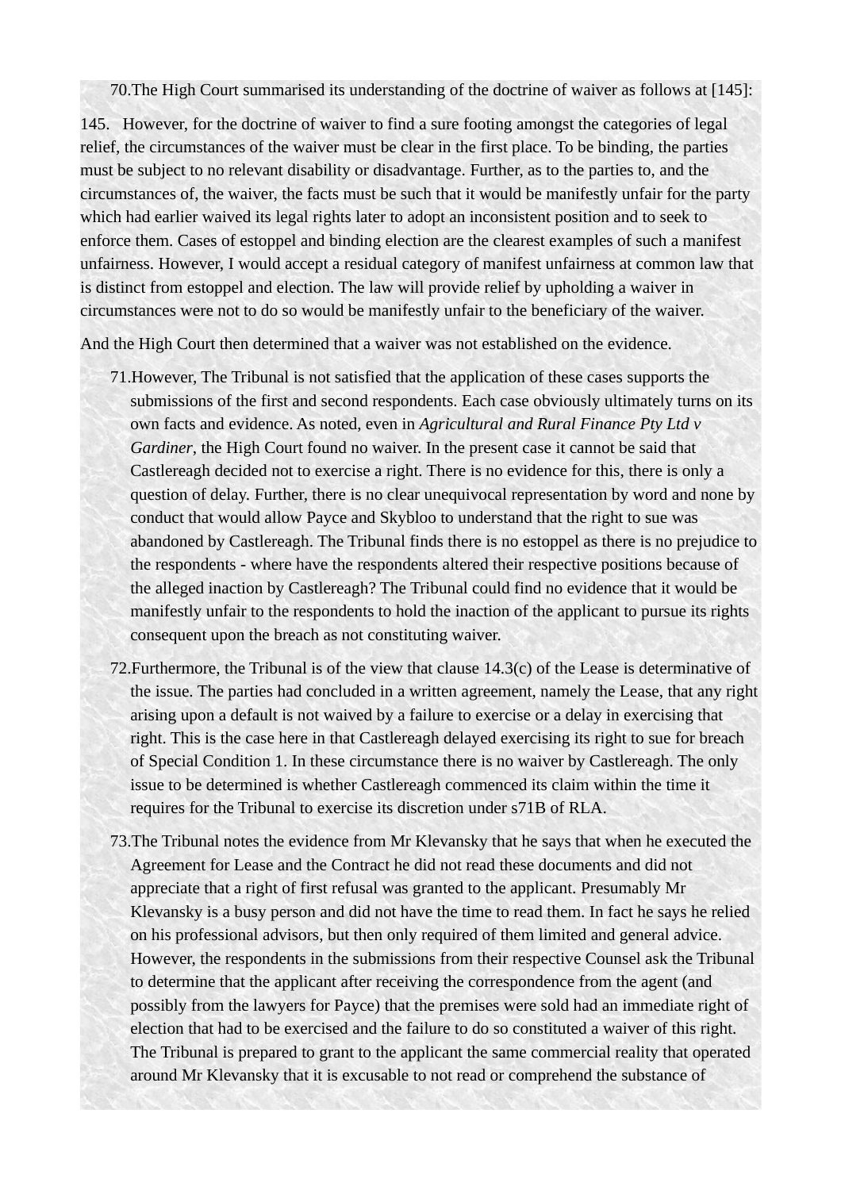70. The High Court summarised its understanding of the doctrine of waiver as follows at [145]:

145. However, for the doctrine of waiver to find a sure footing amongst the categories of legal relief, the circumstances of the waiver must be clear in the first place. To be binding, the parties must be subject to no relevant disability or disadvantage. Further, as to the parties to, and the circumstances of, the waiver, the facts must be such that it would be manifestly unfair for the party which had earlier waived its legal rights later to adopt an inconsistent position and to seek to enforce them. Cases of estoppel and binding election are the clearest examples of such a manifest unfairness. However, I would accept a residual category of manifest unfairness at common law that is distinct from estoppel and election. The law will provide relief by upholding a waiver in circumstances were not to do so would be manifestly unfair to the beneficiary of the waiver.

And the High Court then determined that a waiver was not established on the evidence.

71. However, The Tribunal is not satisfied that the application of these cases supports the submissions of the first and second respondents. Each case obviously ultimately turns on its own facts and evidence. As noted, even in *Agricultural and Rural Finance Pty Ltd v Gardiner*, the High Court found no waiver. In the present case it cannot be said that Castlereagh decided not to exercise a right. There is no evidence for this, there is only a question of delay. Further, there is no clear unequivocal representation by word and none by conduct that would allow Payce and Skybloo to understand that the right to sue was abandoned by Castlereagh. The Tribunal finds there is no estoppel as there is no prejudice to the respondents - where have the respondents altered their respective positions because of the alleged inaction by Castlereagh? The Tribunal could find no evidence that it would be manifestly unfair to the respondents to hold the inaction of the applicant to pursue its rights consequent upon the breach as not constituting waiver.

72. Furthermore, the Tribunal is of the view that clause 14.3(c) of the Lease is determinative of the issue. The parties had concluded in a written agreement, namely the Lease, that any right arising upon a default is not waived by a failure to exercise or a delay in exercising that right. This is the case here in that Castlereagh delayed exercising its right to sue for breach of Special Condition 1. In these circumstance there is no waiver by Castlereagh. The only issue to be determined is whether Castlereagh commenced its claim within the time it requires for the Tribunal to exercise its discretion under s71B of RLA.

73. The Tribunal notes the evidence from Mr Klevansky that he says that when he executed the Agreement for Lease and the Contract he did not read these documents and did not appreciate that a right of first refusal was granted to the applicant. Presumably Mr Klevansky is a busy person and did not have the time to read them. In fact he says he relied on his professional advisors, but then only required of them limited and general advice. However, the respondents in the submissions from their respective Counsel ask the Tribunal to determine that the applicant after receiving the correspondence from the agent (and possibly from the lawyers for Payce) that the premises were sold had an immediate right of election that had to be exercised and the failure to do so constituted a waiver of this right. The Tribunal is prepared to grant to the applicant the same commercial reality that operated around Mr Klevansky that it is excusable to not read or comprehend the substance of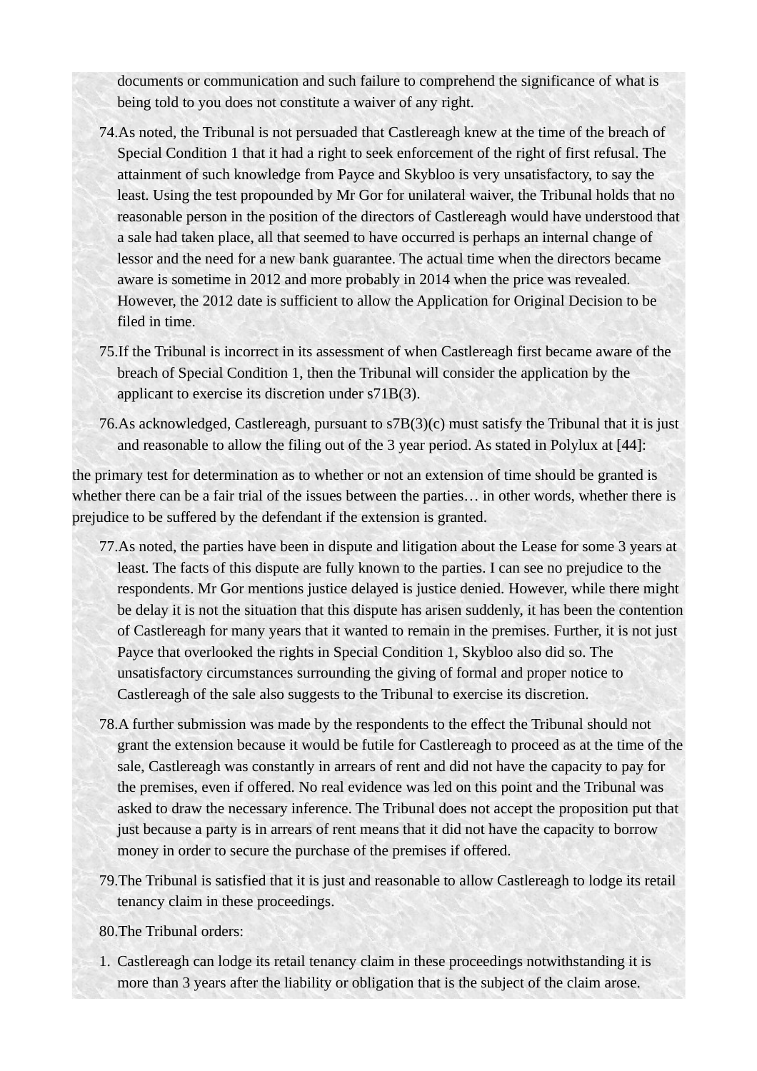documents or communication and such failure to comprehend the significance of what is being told to you does not constitute a waiver of any right.

74. As noted, the Tribunal is not persuaded that Castlereagh knew at the time of the breach of Special Condition 1 that it had a right to seek enforcement of the right of first refusal. The attainment of such knowledge from Payce and Skybloo is very unsatisfactory, to say the least. Using the test propounded by Mr Gor for unilateral waiver, the Tribunal holds that no reasonable person in the position of the directors of Castlereagh would have understood that a sale had taken place, all that seemed to have occurred is perhaps an internal change of lessor and the need for a new bank guarantee. The actual time when the directors became aware is sometime in 2012 and more probably in 2014 when the price was revealed. However, the 2012 date is sufficient to allow the Application for Original Decision to be filed in time.

75. If the Tribunal is incorrect in its assessment of when Castlereagh first became aware of the breach of Special Condition 1, then the Tribunal will consider the application by the applicant to exercise its discretion under s71B(3).

76. As acknowledged, Castlereagh, pursuant to s7B(3)(c) must satisfy the Tribunal that it is just and reasonable to allow the filing out of the 3 year period. As stated in Polylux at [44]:

the primary test for determination as to whether or not an extension of time should be granted is whether there can be a fair trial of the issues between the parties… in other words, whether there is prejudice to be suffered by the defendant if the extension is granted.

77. As noted, the parties have been in dispute and litigation about the Lease for some 3 years at least. The facts of this dispute are fully known to the parties. I can see no prejudice to the respondents. Mr Gor mentions justice delayed is justice denied. However, while there might be delay it is not the situation that this dispute has arisen suddenly, it has been the contention of Castlereagh for many years that it wanted to remain in the premises. Further, it is not just Payce that overlooked the rights in Special Condition 1, Skybloo also did so. The unsatisfactory circumstances surrounding the giving of formal and proper notice to Castlereagh of the sale also suggests to the Tribunal to exercise its discretion.

78. A further submission was made by the respondents to the effect the Tribunal should not grant the extension because it would be futile for Castlereagh to proceed as at the time of the sale, Castlereagh was constantly in arrears of rent and did not have the capacity to pay for the premises, even if offered. No real evidence was led on this point and the Tribunal was asked to draw the necessary inference. The Tribunal does not accept the proposition put that just because a party is in arrears of rent means that it did not have the capacity to borrow money in order to secure the purchase of the premises if offered.

79. The Tribunal is satisfied that it is just and reasonable to allow Castlereagh to lodge its retail tenancy claim in these proceedings.

80. The Tribunal orders:

1. Castlereagh can lodge its retail tenancy claim in these proceedings notwithstanding it is more than 3 years after the liability or obligation that is the subject of the claim arose.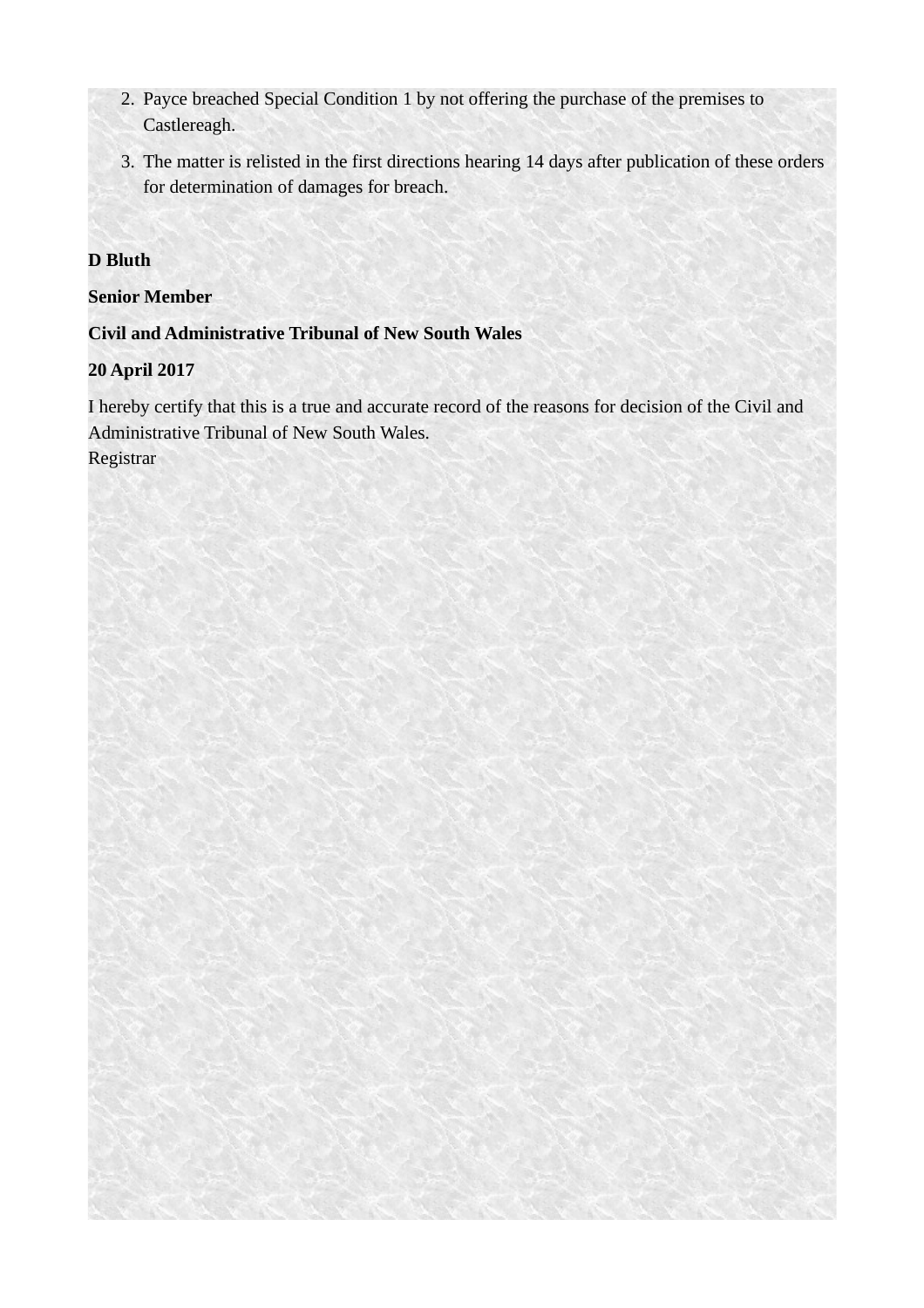2. Payce breached Special Condition 1 by not offering the purchase of the premises to Castlereagh.
3. The matter is relisted in the first directions hearing 14 days after publication of these orders for determination of damages for breach.

**D Bluth**

**Senior Member**

**Civil and Administrative Tribunal of New South Wales**

**20 April 2017**

I hereby certify that this is a true and accurate record of the reasons for decision of the Civil and Administrative Tribunal of New South Wales.
Registrar